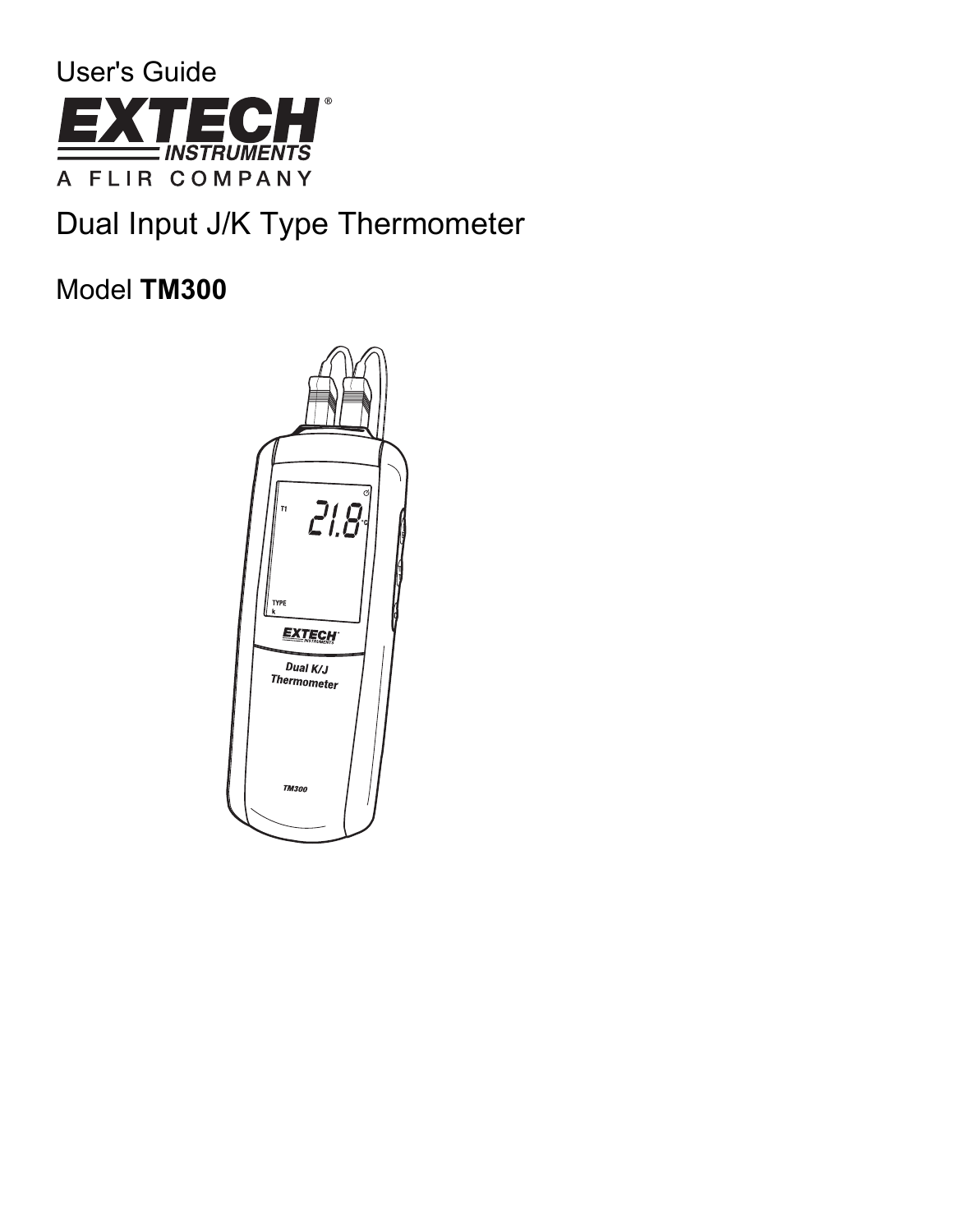User's Guide

EXTECH INSTRUMENTS

A FLIR COMPANY

# Dual Input J/K Type Thermometer

## Model **TM300**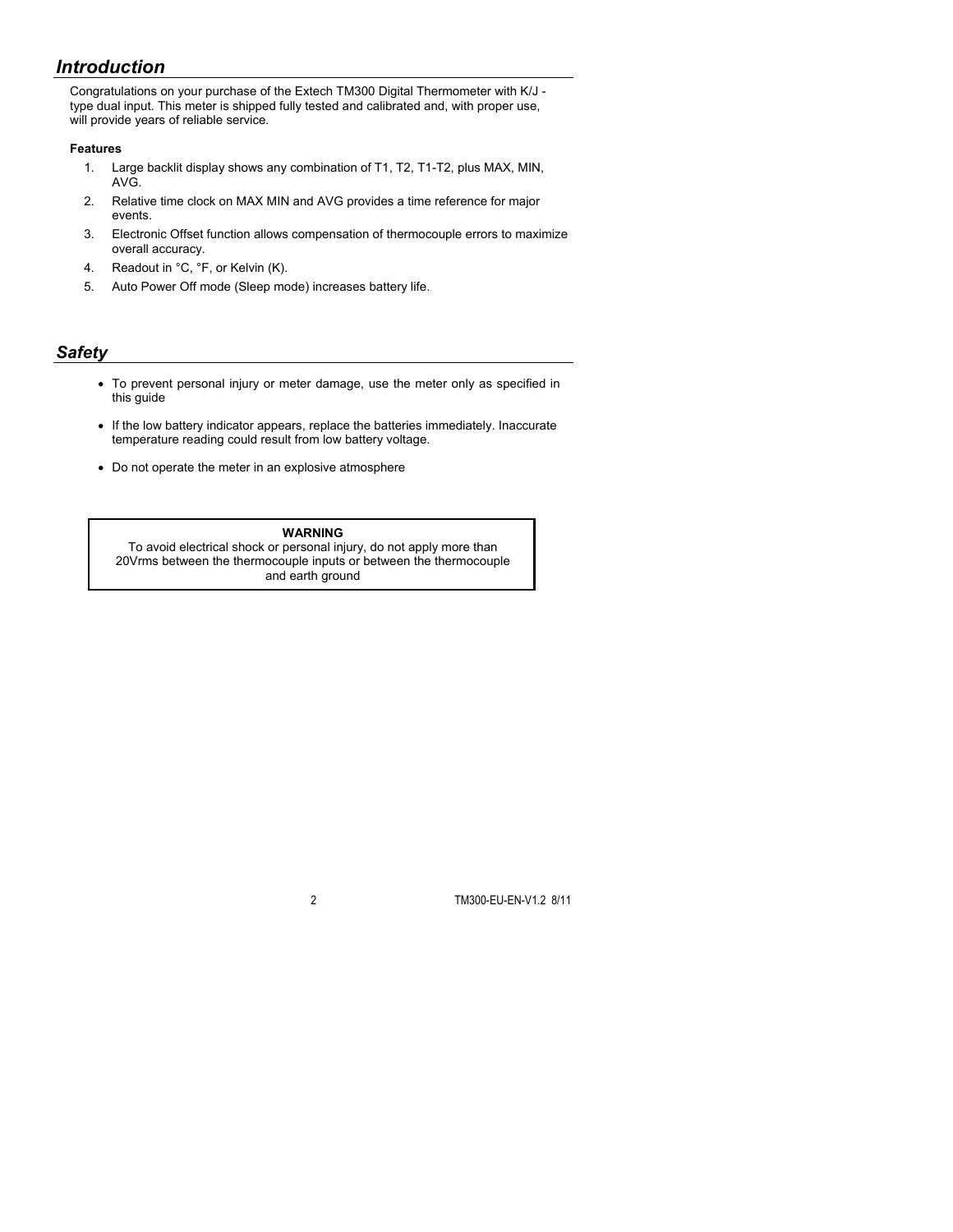## *Introduction*

Congratulations on your purchase of the Extech TM300 Digital Thermometer with K/J - type dual input. This meter is shipped fully tested and calibrated and, with proper use, will provide years of reliable service.

**Features**

1. Large backlit display shows any combination of T1, T2, T1-T2, plus MAX, MIN, AVG.
2. Relative time clock on MAX MIN and AVG provides a time reference for major events.
3. Electronic Offset function allows compensation of thermocouple errors to maximize overall accuracy.
4. Readout in °C, °F, or Kelvin (K).
5. Auto Power Off mode (Sleep mode) increases battery life.

## *Safety*

- To prevent personal injury or meter damage, use the meter only as specified in this guide
- If the low battery indicator appears, replace the batteries immediately. Inaccurate temperature reading could result from low battery voltage.
- Do not operate the meter in an explosive atmosphere

**WARNING**

To avoid electrical shock or personal injury, do not apply more than 20Vrms between the thermocouple inputs or between the thermocouple and earth ground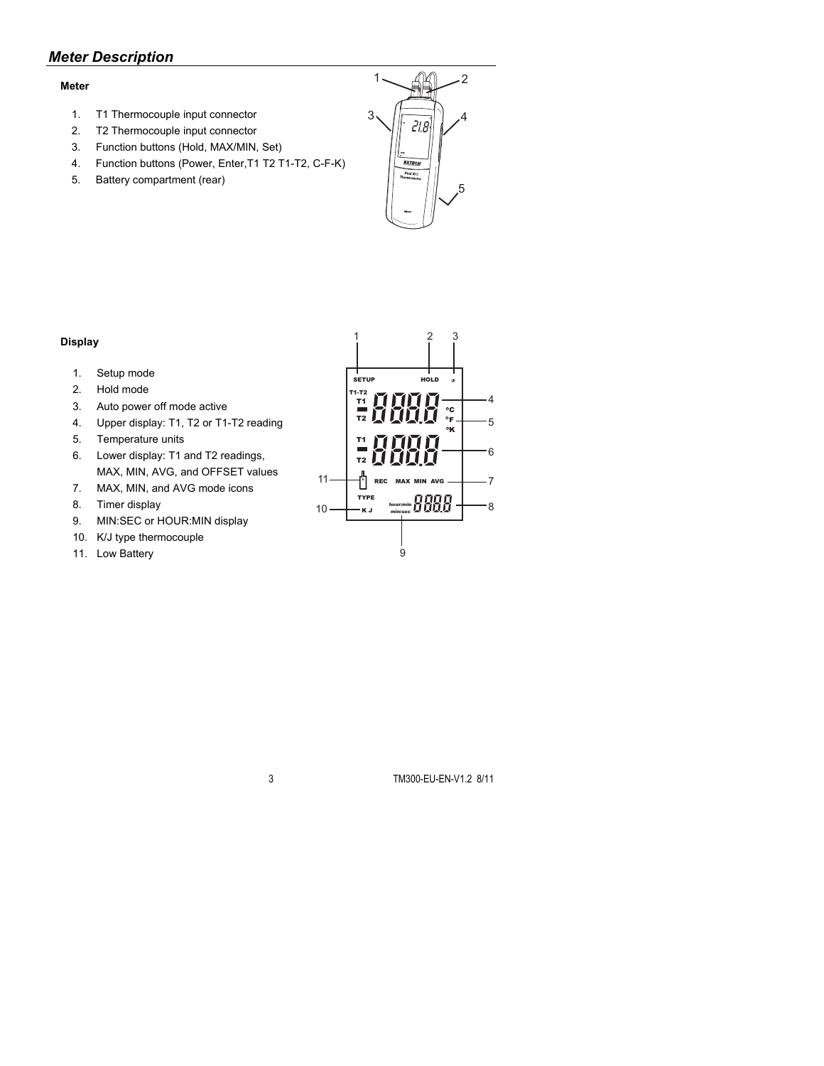## *Meter Description*

**Meter**

1. T1 Thermocouple input connector
2. T2 Thermocouple input connector
3. Function buttons (Hold, MAX/MIN, Set)
4. Function buttons (Power, Enter,T1 T2 T1-T2, C-F-K)
5. Battery compartment (rear)

**Display**

1. Setup mode
2. Hold mode
3. Auto power off mode active
4. Upper display: T1, T2 or T1-T2 reading
5. Temperature units
6. Lower display: T1 and T2 readings, MAX, MIN, AVG, and OFFSET values
7. MAX, MIN, and AVG mode icons
8. Timer display
9. MIN:SEC or HOUR:MIN display
10. K/J type thermocouple
11. Low Battery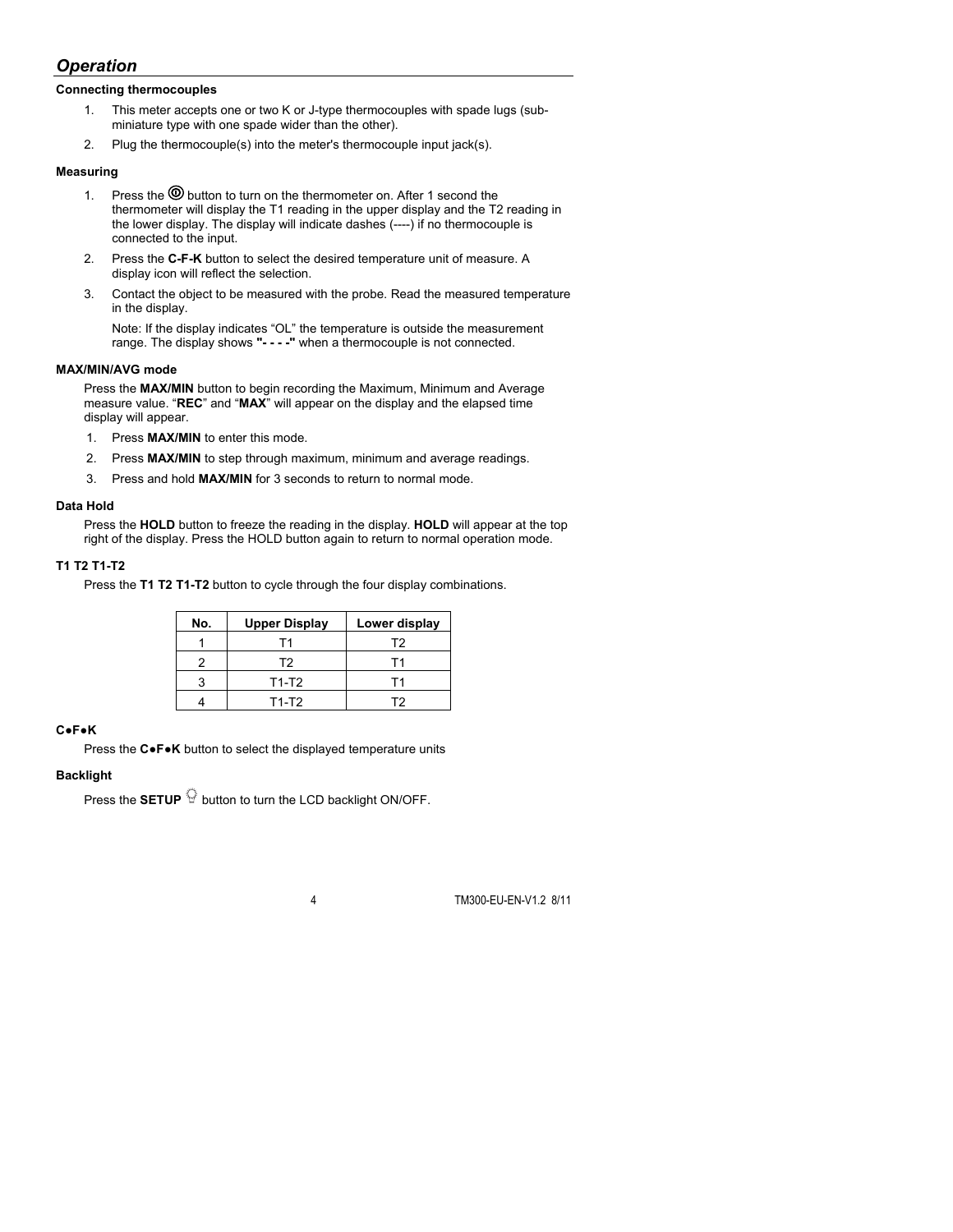## *Operation*

**Connecting thermocouples**

1. This meter accepts one or two K or J-type thermocouples with spade lugs (sub-miniature type with one spade wider than the other).
2. Plug the thermocouple(s) into the meter's thermocouple input jack(s).

**Measuring**

1. Press the ⓞ button to turn on the thermometer on. After 1 second the thermometer will display the T1 reading in the upper display and the T2 reading in the lower display. The display will indicate dashes (----) if no thermocouple is connected to the input.
2. Press the **C-F-K** button to select the desired temperature unit of measure. A display icon will reflect the selection.
3. Contact the object to be measured with the probe. Read the measured temperature in the display.

   Note: If the display indicates "OL" the temperature is outside the measurement range. The display shows **"- - - -"** when a thermocouple is not connected.

**MAX/MIN/AVG mode**

Press the **MAX/MIN** button to begin recording the Maximum, Minimum and Average measure value. "**REC**" and "**MAX**" will appear on the display and the elapsed time display will appear.

1. Press **MAX/MIN** to enter this mode.
2. Press **MAX/MIN** to step through maximum, minimum and average readings.
3. Press and hold **MAX/MIN** for 3 seconds to return to normal mode.

**Data Hold**

Press the **HOLD** button to freeze the reading in the display. **HOLD** will appear at the top right of the display. Press the HOLD button again to return to normal operation mode.

**T1 T2 T1-T2**

Press the **T1 T2 T1-T2** button to cycle through the four display combinations.

| No. | Upper Display | Lower display |
|---|---|---|
| 1 | T1 | T2 |
| 2 | T2 | T1 |
| 3 | T1-T2 | T1 |
| 4 | T1-T2 | T2 |

**C●F●K**

Press the **C●F●K** button to select the displayed temperature units

**Backlight**

Press the **SETUP** button to turn the LCD backlight ON/OFF.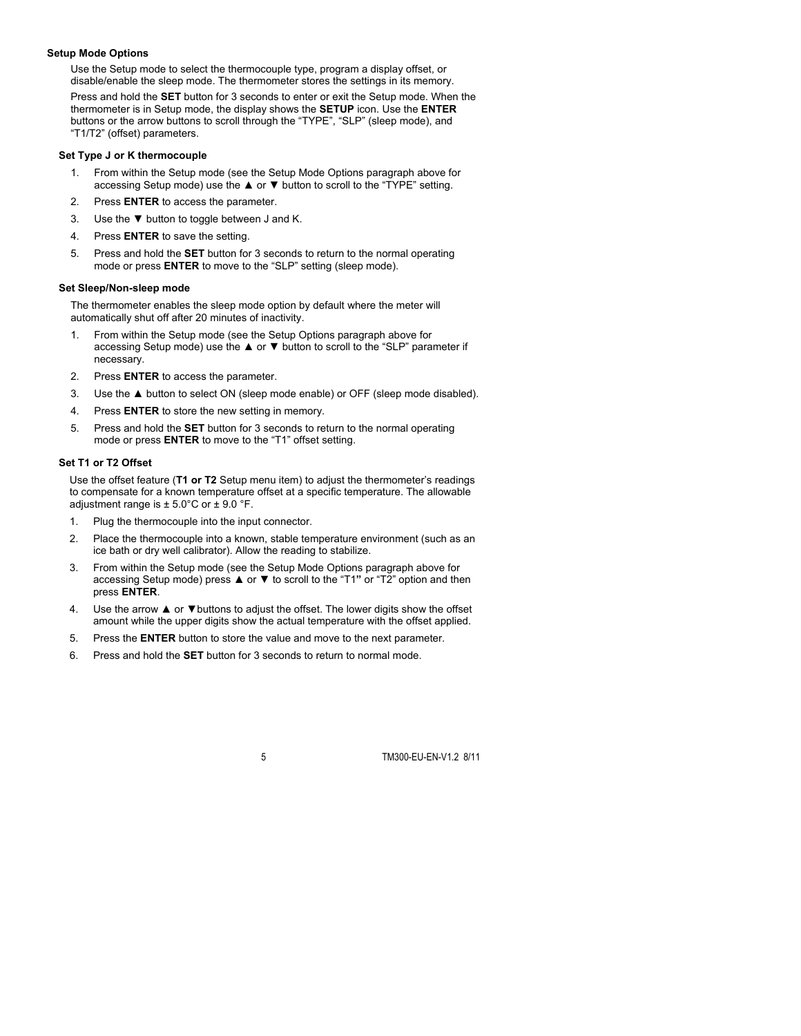### Setup Mode Options

Use the Setup mode to select the thermocouple type, program a display offset, or disable/enable the sleep mode. The thermometer stores the settings in its memory.

Press and hold the **SET** button for 3 seconds to enter or exit the Setup mode. When the thermometer is in Setup mode, the display shows the **SETUP** icon. Use the **ENTER** buttons or the arrow buttons to scroll through the “TYPE”, “SLP” (sleep mode), and “T1/T2” (offset) parameters.

#### Set Type J or K thermocouple

1. From within the Setup mode (see the Setup Mode Options paragraph above for accessing Setup mode) use the ▲ or ▼ button to scroll to the “TYPE” setting.
2. Press **ENTER** to access the parameter.
3. Use the ▼ button to toggle between J and K.
4. Press **ENTER** to save the setting.
5. Press and hold the **SET** button for 3 seconds to return to the normal operating mode or press **ENTER** to move to the “SLP” setting (sleep mode).

#### Set Sleep/Non-sleep mode

The thermometer enables the sleep mode option by default where the meter will automatically shut off after 20 minutes of inactivity.

1. From within the Setup mode (see the Setup Options paragraph above for accessing Setup mode) use the ▲ or ▼ button to scroll to the “SLP” parameter if necessary.
2. Press **ENTER** to access the parameter.
3. Use the ▲ button to select ON (sleep mode enable) or OFF (sleep mode disabled).
4. Press **ENTER** to store the new setting in memory.
5. Press and hold the **SET** button for 3 seconds to return to the normal operating mode or press **ENTER** to move to the “T1” offset setting.

#### Set T1 or T2 Offset

Use the offset feature (**T1 or T2** Setup menu item) to adjust the thermometer’s readings to compensate for a known temperature offset at a specific temperature. The allowable adjustment range is ± 5.0°C or ± 9.0 °F.

1. Plug the thermocouple into the input connector.
2. Place the thermocouple into a known, stable temperature environment (such as an ice bath or dry well calibrator). Allow the reading to stabilize.
3. From within the Setup mode (see the Setup Mode Options paragraph above for accessing Setup mode) press ▲ or ▼ to scroll to the “T1” or “T2” option and then press **ENTER**.
4. Use the arrow ▲ or ▼buttons to adjust the offset. The lower digits show the offset amount while the upper digits show the actual temperature with the offset applied.
5. Press the **ENTER** button to store the value and move to the next parameter.
6. Press and hold the **SET** button for 3 seconds to return to normal mode.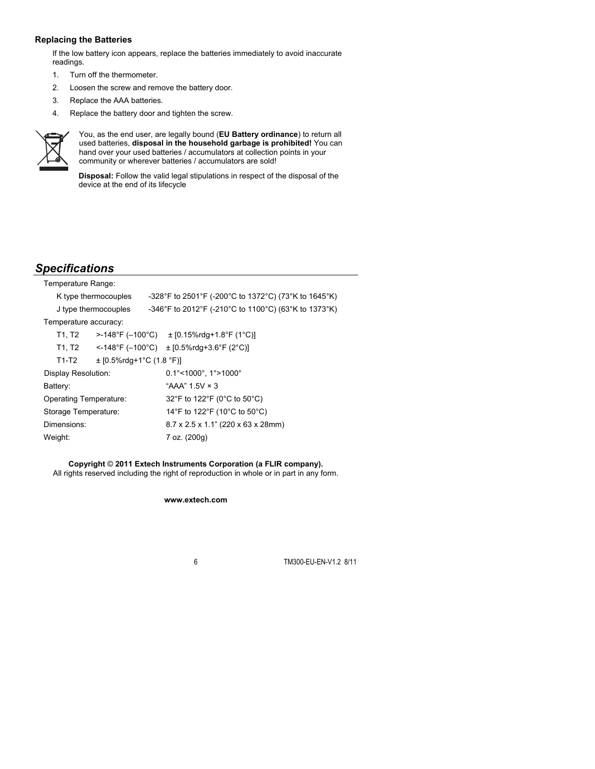### Replacing the Batteries

If the low battery icon appears, replace the batteries immediately to avoid inaccurate readings.

1. Turn off the thermometer.
2. Loosen the screw and remove the battery door.
3. Replace the AAA batteries.
4. Replace the battery door and tighten the screw.

You, as the end user, are legally bound (**EU Battery ordinance**) to return all used batteries, **disposal in the household garbage is prohibited!** You can hand over your used batteries / accumulators at collection points in your community or wherever batteries / accumulators are sold!

**Disposal:** Follow the valid legal stipulations in respect of the disposal of the device at the end of its lifecycle

## *Specifications*

Temperature Range:

| | |
|---|---|
| K type thermocouples | -328°F to 2501°F (-200°C to 1372°C) (73°K to 1645°K) |
| J type thermocouples | -346°F to 2012°F (-210°C to 1100°C) (63°K to 1373°K) |

Temperature accuracy:

| | | |
|---|---|---|
| T1, T2 | >-148°F (–100°C) | ± [0.15%rdg+1.8°F (1°C)] |
| T1, T2 | <-148°F (–100°C) | ± [0.5%rdg+3.6°F (2°C)] |
| T1-T2 | ± [0.5%rdg+1°C (1.8 °F)] | |

| | |
|---|---|
| Display Resolution: | 0.1°<1000°, 1°>1000° |
| Battery: | "AAA" 1.5V × 3 |
| Operating Temperature: | 32°F to 122°F (0°C to 50°C) |
| Storage Temperature: | 14°F to 122°F (10°C to 50°C) |
| Dimensions: | 8.7 x 2.5 x 1.1" (220 x 63 x 28mm) |
| Weight: | 7 oz. (200g) |

**Copyright © 2011 Extech Instruments Corporation (a FLIR company).**
All rights reserved including the right of reproduction in whole or in part in any form.

**www.extech.com**

TM300-EU-EN-V1.2 8/11